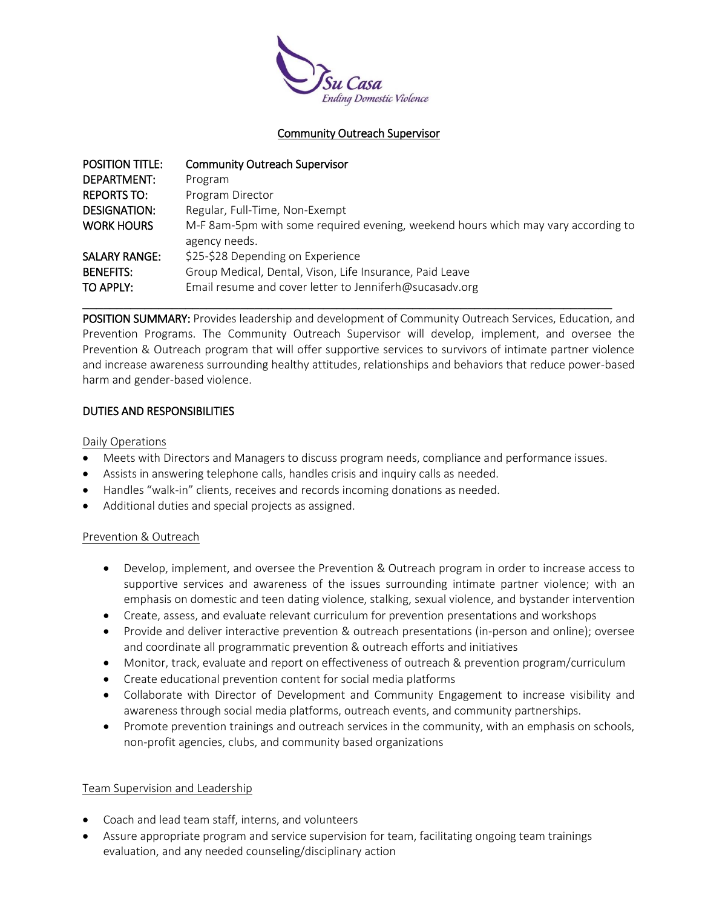Su Casa
Ending Domestic Violence

# Community Outreach Supervisor

| | |
|---|---|
| POSITION TITLE: | Community Outreach Supervisor |
| DEPARTMENT: | Program |
| REPORTS TO: | Program Director |
| DESIGNATION: | Regular, Full-Time, Non-Exempt |
| WORK HOURS | M-F 8am-5pm with some required evening, weekend hours which may vary according to agency needs. |
| SALARY RANGE: | \$25-\$28 Depending on Experience |
| BENEFITS: | Group Medical, Dental, Vison, Life Insurance, Paid Leave |
| TO APPLY: | Email resume and cover letter to Jenniferh@sucasadv.org |

---

**POSITION SUMMARY:** Provides leadership and development of Community Outreach Services, Education, and Prevention Programs. The Community Outreach Supervisor will develop, implement, and oversee the Prevention & Outreach program that will offer supportive services to survivors of intimate partner violence and increase awareness surrounding healthy attitudes, relationships and behaviors that reduce power-based harm and gender-based violence.

## DUTIES AND RESPONSIBILITIES

### Daily Operations

- Meets with Directors and Managers to discuss program needs, compliance and performance issues.
- Assists in answering telephone calls, handles crisis and inquiry calls as needed.
- Handles "walk-in" clients, receives and records incoming donations as needed.
- Additional duties and special projects as assigned.

### Prevention & Outreach

- Develop, implement, and oversee the Prevention & Outreach program in order to increase access to supportive services and awareness of the issues surrounding intimate partner violence; with an emphasis on domestic and teen dating violence, stalking, sexual violence, and bystander intervention
- Create, assess, and evaluate relevant curriculum for prevention presentations and workshops
- Provide and deliver interactive prevention & outreach presentations (in-person and online); oversee and coordinate all programmatic prevention & outreach efforts and initiatives
- Monitor, track, evaluate and report on effectiveness of outreach & prevention program/curriculum
- Create educational prevention content for social media platforms
- Collaborate with Director of Development and Community Engagement to increase visibility and awareness through social media platforms, outreach events, and community partnerships.
- Promote prevention trainings and outreach services in the community, with an emphasis on schools, non-profit agencies, clubs, and community based organizations

### Team Supervision and Leadership

- Coach and lead team staff, interns, and volunteers
- Assure appropriate program and service supervision for team, facilitating ongoing team trainings evaluation, and any needed counseling/disciplinary action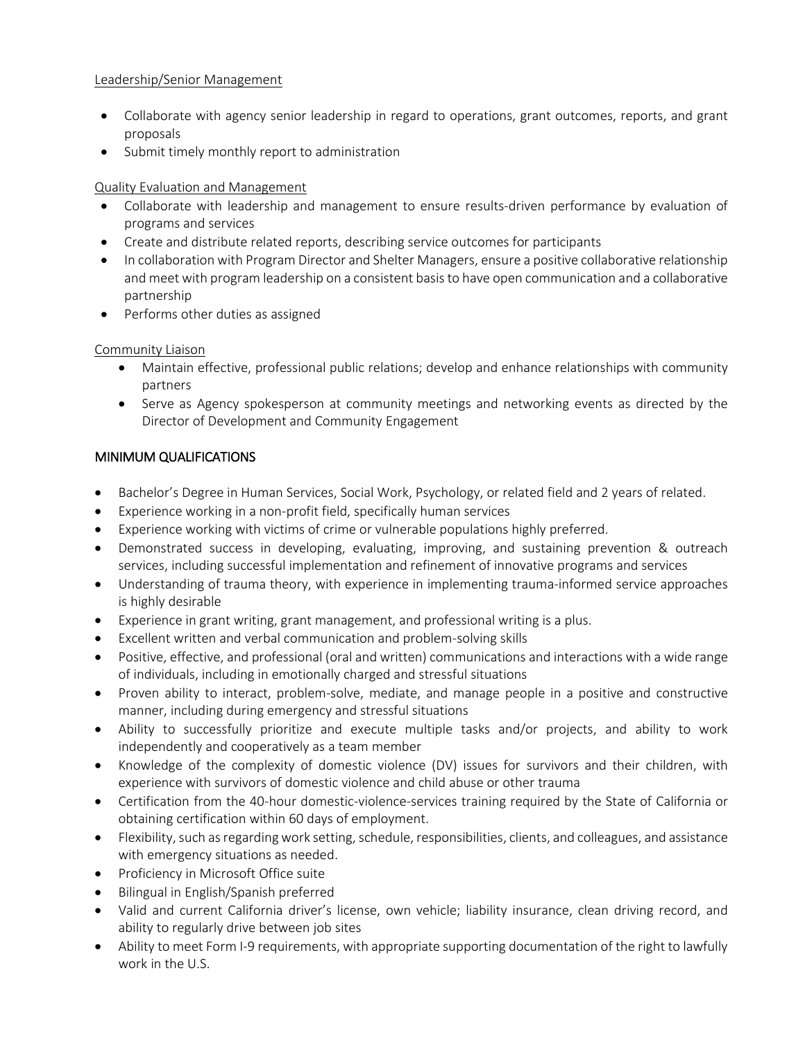Leadership/Senior Management

- Collaborate with agency senior leadership in regard to operations, grant outcomes, reports, and grant proposals
- Submit timely monthly report to administration

Quality Evaluation and Management

- Collaborate with leadership and management to ensure results-driven performance by evaluation of programs and services
- Create and distribute related reports, describing service outcomes for participants
- In collaboration with Program Director and Shelter Managers, ensure a positive collaborative relationship and meet with program leadership on a consistent basis to have open communication and a collaborative partnership
- Performs other duties as assigned

Community Liaison

- Maintain effective, professional public relations; develop and enhance relationships with community partners
- Serve as Agency spokesperson at community meetings and networking events as directed by the Director of Development and Community Engagement

## MINIMUM QUALIFICATIONS

- Bachelor's Degree in Human Services, Social Work, Psychology, or related field and 2 years of related.
- Experience working in a non-profit field, specifically human services
- Experience working with victims of crime or vulnerable populations highly preferred.
- Demonstrated success in developing, evaluating, improving, and sustaining prevention & outreach services, including successful implementation and refinement of innovative programs and services
- Understanding of trauma theory, with experience in implementing trauma-informed service approaches is highly desirable
- Experience in grant writing, grant management, and professional writing is a plus.
- Excellent written and verbal communication and problem-solving skills
- Positive, effective, and professional (oral and written) communications and interactions with a wide range of individuals, including in emotionally charged and stressful situations
- Proven ability to interact, problem-solve, mediate, and manage people in a positive and constructive manner, including during emergency and stressful situations
- Ability to successfully prioritize and execute multiple tasks and/or projects, and ability to work independently and cooperatively as a team member
- Knowledge of the complexity of domestic violence (DV) issues for survivors and their children, with experience with survivors of domestic violence and child abuse or other trauma
- Certification from the 40-hour domestic-violence-services training required by the State of California or obtaining certification within 60 days of employment.
- Flexibility, such as regarding work setting, schedule, responsibilities, clients, and colleagues, and assistance with emergency situations as needed.
- Proficiency in Microsoft Office suite
- Bilingual in English/Spanish preferred
- Valid and current California driver's license, own vehicle; liability insurance, clean driving record, and ability to regularly drive between job sites
- Ability to meet Form I-9 requirements, with appropriate supporting documentation of the right to lawfully work in the U.S.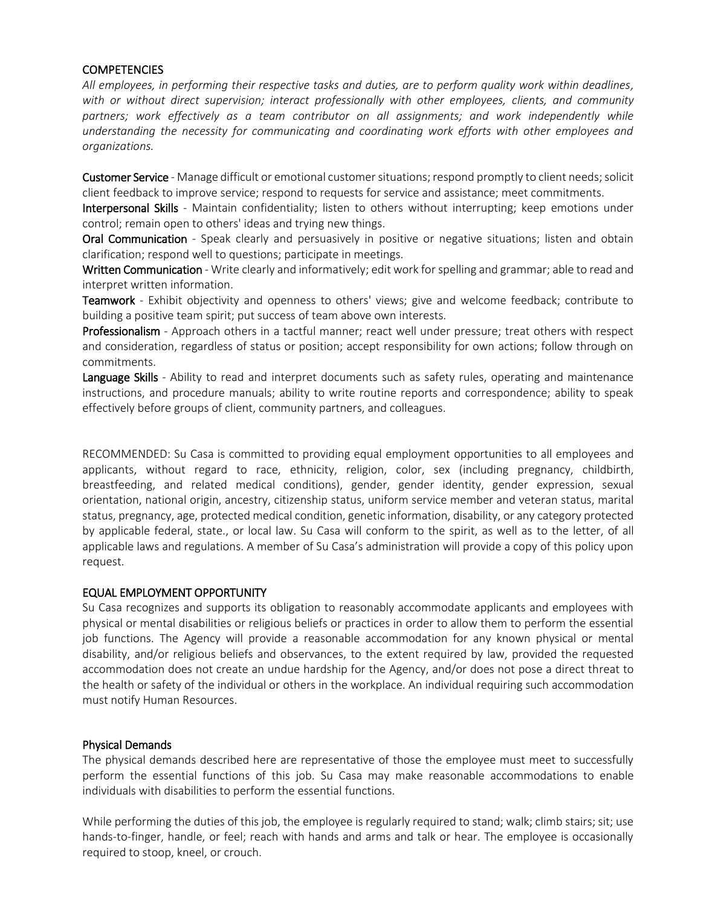## COMPETENCIES

*All employees, in performing their respective tasks and duties, are to perform quality work within deadlines, with or without direct supervision; interact professionally with other employees, clients, and community partners; work effectively as a team contributor on all assignments; and work independently while understanding the necessity for communicating and coordinating work efforts with other employees and organizations.*

**Customer Service** - Manage difficult or emotional customer situations; respond promptly to client needs; solicit client feedback to improve service; respond to requests for service and assistance; meet commitments.
**Interpersonal Skills** - Maintain confidentiality; listen to others without interrupting; keep emotions under control; remain open to others' ideas and trying new things.
**Oral Communication** - Speak clearly and persuasively in positive or negative situations; listen and obtain clarification; respond well to questions; participate in meetings.
**Written Communication** - Write clearly and informatively; edit work for spelling and grammar; able to read and interpret written information.
**Teamwork** - Exhibit objectivity and openness to others' views; give and welcome feedback; contribute to building a positive team spirit; put success of team above own interests.
**Professionalism** - Approach others in a tactful manner; react well under pressure; treat others with respect and consideration, regardless of status or position; accept responsibility for own actions; follow through on commitments.
**Language Skills** - Ability to read and interpret documents such as safety rules, operating and maintenance instructions, and procedure manuals; ability to write routine reports and correspondence; ability to speak effectively before groups of client, community partners, and colleagues.

RECOMMENDED: Su Casa is committed to providing equal employment opportunities to all employees and applicants, without regard to race, ethnicity, religion, color, sex (including pregnancy, childbirth, breastfeeding, and related medical conditions), gender, gender identity, gender expression, sexual orientation, national origin, ancestry, citizenship status, uniform service member and veteran status, marital status, pregnancy, age, protected medical condition, genetic information, disability, or any category protected by applicable federal, state., or local law. Su Casa will conform to the spirit, as well as to the letter, of all applicable laws and regulations. A member of Su Casa's administration will provide a copy of this policy upon request.

## EQUAL EMPLOYMENT OPPORTUNITY

Su Casa recognizes and supports its obligation to reasonably accommodate applicants and employees with physical or mental disabilities or religious beliefs or practices in order to allow them to perform the essential job functions. The Agency will provide a reasonable accommodation for any known physical or mental disability, and/or religious beliefs and observances, to the extent required by law, provided the requested accommodation does not create an undue hardship for the Agency, and/or does not pose a direct threat to the health or safety of the individual or others in the workplace. An individual requiring such accommodation must notify Human Resources.

## Physical Demands

The physical demands described here are representative of those the employee must meet to successfully perform the essential functions of this job. Su Casa may make reasonable accommodations to enable individuals with disabilities to perform the essential functions.

While performing the duties of this job, the employee is regularly required to stand; walk; climb stairs; sit; use hands-to-finger, handle, or feel; reach with hands and arms and talk or hear. The employee is occasionally required to stoop, kneel, or crouch.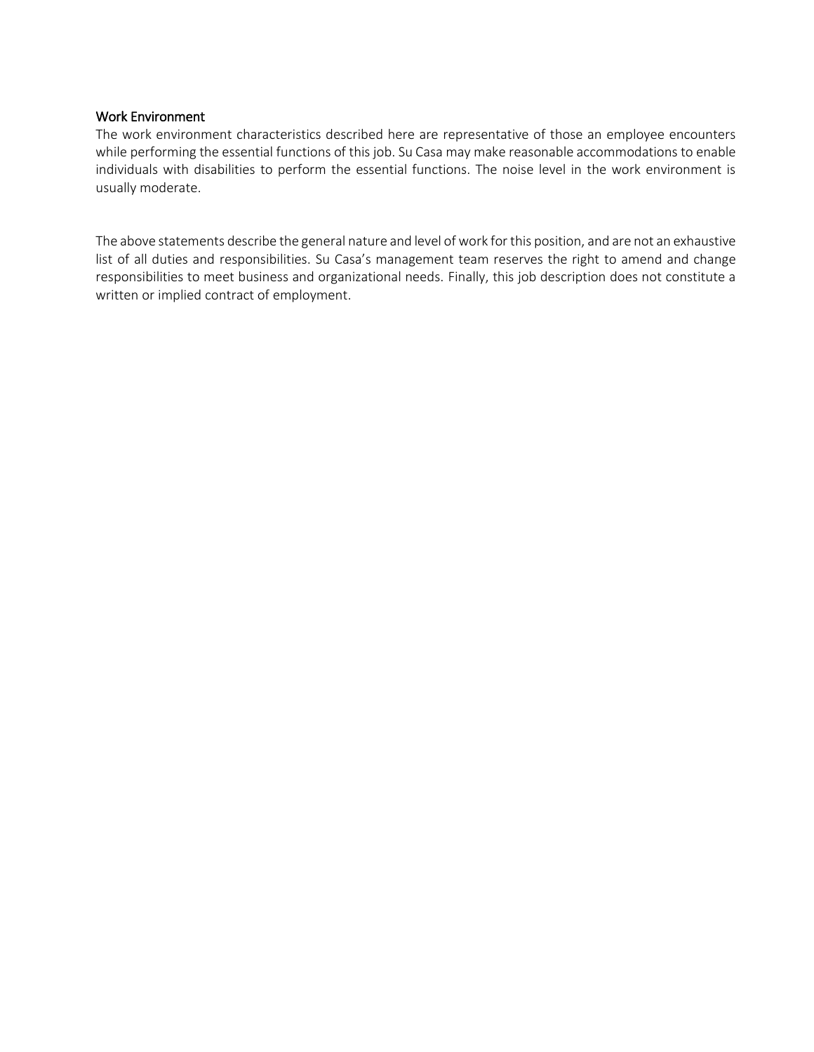### Work Environment

The work environment characteristics described here are representative of those an employee encounters while performing the essential functions of this job. Su Casa may make reasonable accommodations to enable individuals with disabilities to perform the essential functions. The noise level in the work environment is usually moderate.

The above statements describe the general nature and level of work for this position, and are not an exhaustive list of all duties and responsibilities. Su Casa's management team reserves the right to amend and change responsibilities to meet business and organizational needs. Finally, this job description does not constitute a written or implied contract of employment.